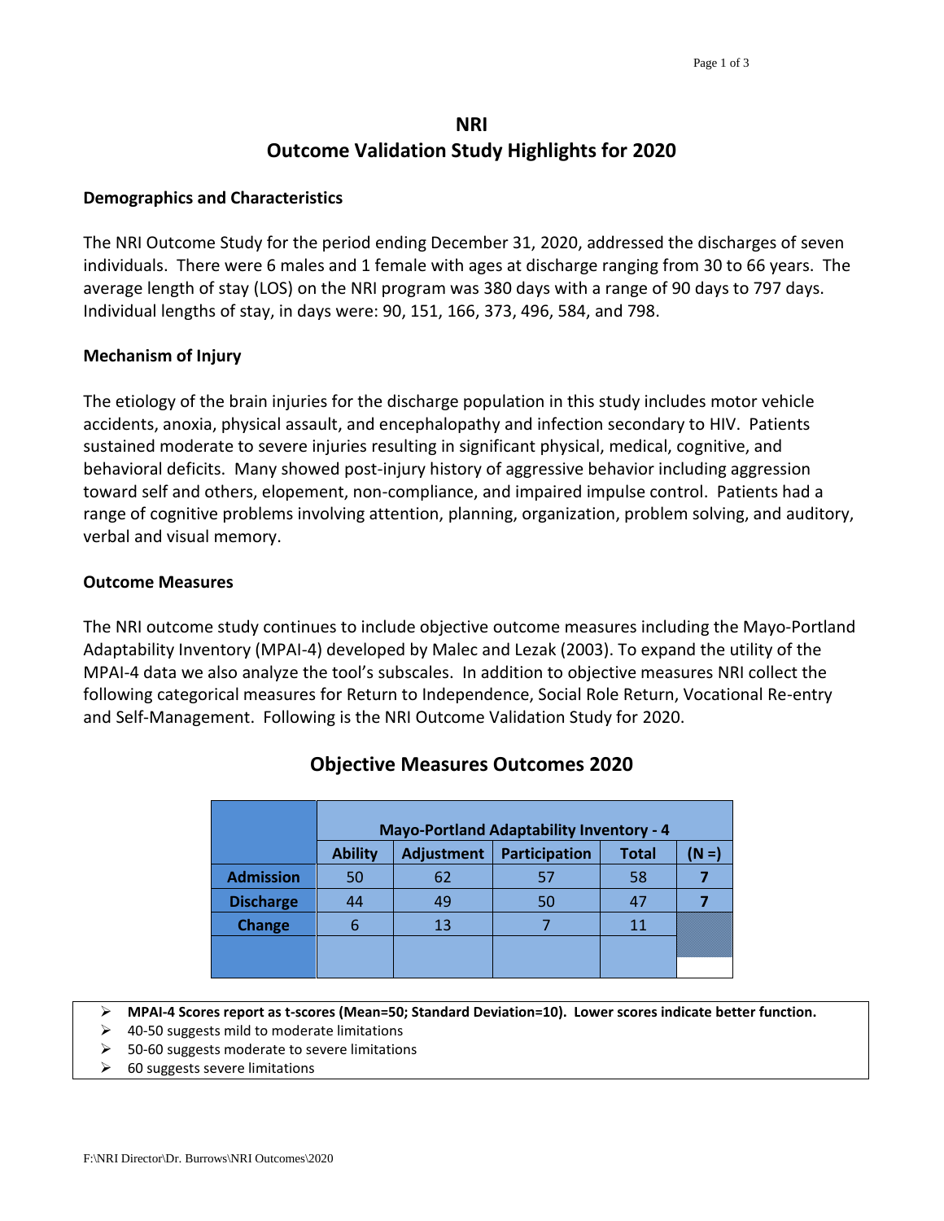# NRI
# Outcome Validation Study Highlights for 2020

## Demographics and Characteristics

The NRI Outcome Study for the period ending December 31, 2020, addressed the discharges of seven individuals. There were 6 males and 1 female with ages at discharge ranging from 30 to 66 years. The average length of stay (LOS) on the NRI program was 380 days with a range of 90 days to 797 days. Individual lengths of stay, in days were: 90, 151, 166, 373, 496, 584, and 798.

## Mechanism of Injury

The etiology of the brain injuries for the discharge population in this study includes motor vehicle accidents, anoxia, physical assault, and encephalopathy and infection secondary to HIV. Patients sustained moderate to severe injuries resulting in significant physical, medical, cognitive, and behavioral deficits. Many showed post-injury history of aggressive behavior including aggression toward self and others, elopement, non-compliance, and impaired impulse control. Patients had a range of cognitive problems involving attention, planning, organization, problem solving, and auditory, verbal and visual memory.

## Outcome Measures

The NRI outcome study continues to include objective outcome measures including the Mayo-Portland Adaptability Inventory (MPAI-4) developed by Malec and Lezak (2003). To expand the utility of the MPAI-4 data we also analyze the tool's subscales. In addition to objective measures NRI collect the following categorical measures for Return to Independence, Social Role Return, Vocational Re-entry and Self-Management. Following is the NRI Outcome Validation Study for 2020.

## Objective Measures Outcomes 2020

| | Mayo-Portland Adaptability Inventory - 4 | | | | |
|---|---|---|---|---|---|
| | **Ability** | **Adjustment** | **Participation** | **Total** | **(N =)** |
| **Admission** | 50 | 62 | 57 | 58 | **7** |
| **Discharge** | 44 | 49 | 50 | 47 | **7** |
| **Change** | 6 | 13 | 7 | 11 | |
| | | | | | |

- **MPAI-4 Scores report as t-scores (Mean=50; Standard Deviation=10). Lower scores indicate better function.**
- 40-50 suggests mild to moderate limitations
- 50-60 suggests moderate to severe limitations
- 60 suggests severe limitations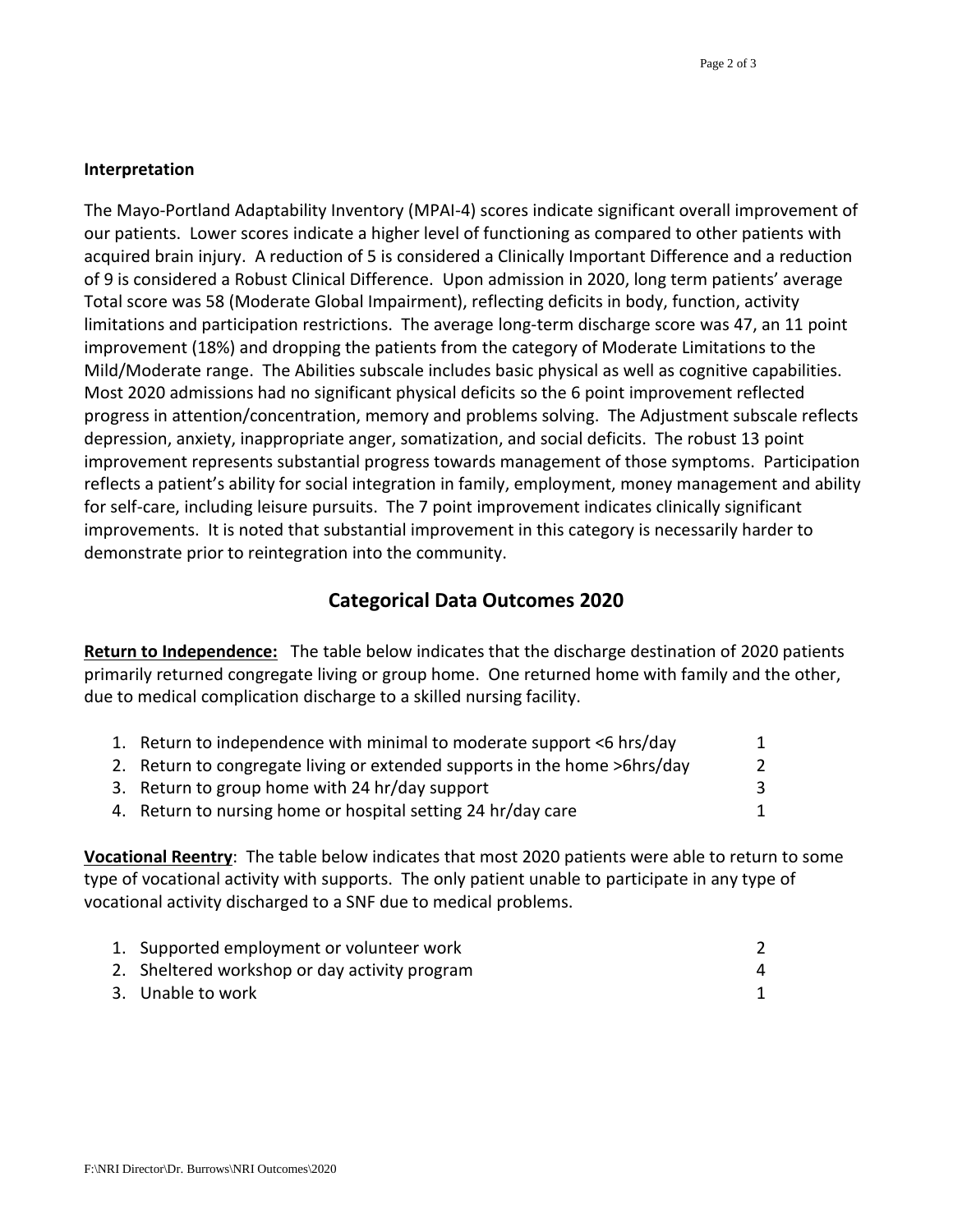**Interpretation**

The Mayo-Portland Adaptability Inventory (MPAI-4) scores indicate significant overall improvement of our patients. Lower scores indicate a higher level of functioning as compared to other patients with acquired brain injury. A reduction of 5 is considered a Clinically Important Difference and a reduction of 9 is considered a Robust Clinical Difference. Upon admission in 2020, long term patients' average Total score was 58 (Moderate Global Impairment), reflecting deficits in body, function, activity limitations and participation restrictions. The average long-term discharge score was 47, an 11 point improvement (18%) and dropping the patients from the category of Moderate Limitations to the Mild/Moderate range. The Abilities subscale includes basic physical as well as cognitive capabilities. Most 2020 admissions had no significant physical deficits so the 6 point improvement reflected progress in attention/concentration, memory and problems solving. The Adjustment subscale reflects depression, anxiety, inappropriate anger, somatization, and social deficits. The robust 13 point improvement represents substantial progress towards management of those symptoms. Participation reflects a patient's ability for social integration in family, employment, money management and ability for self-care, including leisure pursuits. The 7 point improvement indicates clinically significant improvements. It is noted that substantial improvement in this category is necessarily harder to demonstrate prior to reintegration into the community.

## Categorical Data Outcomes 2020

**Return to Independence:** The table below indicates that the discharge destination of 2020 patients primarily returned congregate living or group home. One returned home with family and the other, due to medical complication discharge to a skilled nursing facility.

| | |
|---|---|
| 1. Return to independence with minimal to moderate support <6 hrs/day | 1 |
| 2. Return to congregate living or extended supports in the home >6hrs/day | 2 |
| 3. Return to group home with 24 hr/day support | 3 |
| 4. Return to nursing home or hospital setting 24 hr/day care | 1 |

**Vocational Reentry**: The table below indicates that most 2020 patients were able to return to some type of vocational activity with supports. The only patient unable to participate in any type of vocational activity discharged to a SNF due to medical problems.

| | |
|---|---|
| 1. Supported employment or volunteer work | 2 |
| 2. Sheltered workshop or day activity program | 4 |
| 3. Unable to work | 1 |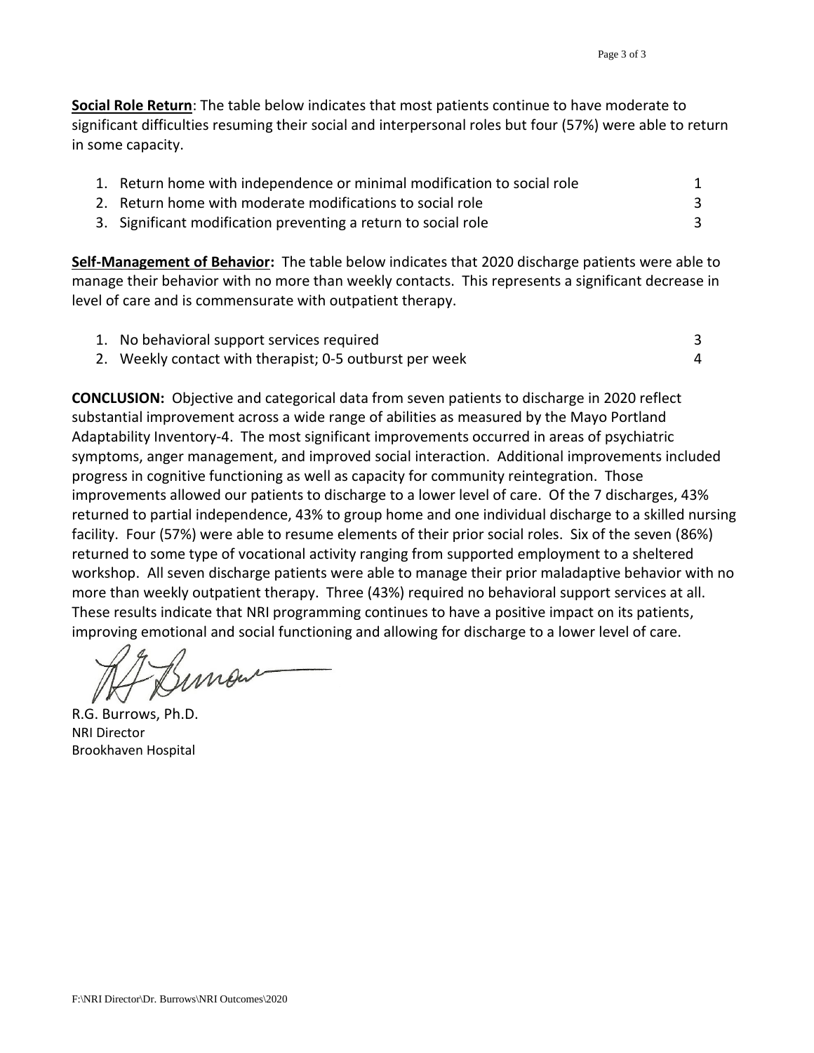**Social Role Return**: The table below indicates that most patients continue to have moderate to significant difficulties resuming their social and interpersonal roles but four (57%) were able to return in some capacity.

| | |
|---|---|
| 1. Return home with independence or minimal modification to social role | 1 |
| 2. Return home with moderate modifications to social role | 3 |
| 3. Significant modification preventing a return to social role | 3 |

**Self-Management of Behavior:** The table below indicates that 2020 discharge patients were able to manage their behavior with no more than weekly contacts. This represents a significant decrease in level of care and is commensurate with outpatient therapy.

| | |
|---|---|
| 1. No behavioral support services required | 3 |
| 2. Weekly contact with therapist; 0-5 outburst per week | 4 |

**CONCLUSION:** Objective and categorical data from seven patients to discharge in 2020 reflect substantial improvement across a wide range of abilities as measured by the Mayo Portland Adaptability Inventory-4. The most significant improvements occurred in areas of psychiatric symptoms, anger management, and improved social interaction. Additional improvements included progress in cognitive functioning as well as capacity for community reintegration. Those improvements allowed our patients to discharge to a lower level of care. Of the 7 discharges, 43% returned to partial independence, 43% to group home and one individual discharge to a skilled nursing facility. Four (57%) were able to resume elements of their prior social roles. Six of the seven (86%) returned to some type of vocational activity ranging from supported employment to a sheltered workshop. All seven discharge patients were able to manage their prior maladaptive behavior with no more than weekly outpatient therapy. Three (43%) required no behavioral support services at all. These results indicate that NRI programming continues to have a positive impact on its patients, improving emotional and social functioning and allowing for discharge to a lower level of care.

R.G. Burrows, Ph.D.
NRI Director
Brookhaven Hospital

F:\NRI Director\Dr. Burrows\NRI Outcomes\2020